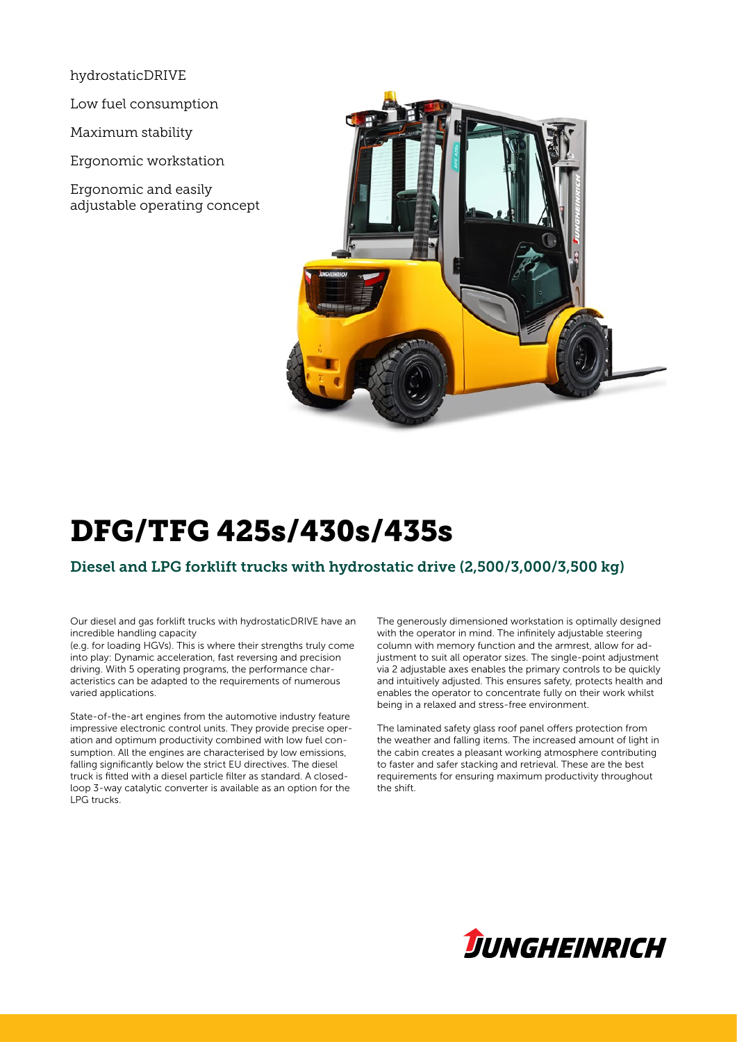hydrostaticDRIVE

Low fuel consumption

Maximum stability

Ergonomic workstation

Ergonomic and easily adjustable operating concept

# DFG/TFG 425s/430s/435s

## Diesel and LPG forklift trucks with hydrostatic drive (2,500/3,000/3,500 kg)

Our diesel and gas forklift trucks with hydrostaticDRIVE have an incredible handling capacity
(e.g. for loading HGVs). This is where their strengths truly come into play: Dynamic acceleration, fast reversing and precision driving. With 5 operating programs, the performance characteristics can be adapted to the requirements of numerous varied applications.

State-of-the-art engines from the automotive industry feature impressive electronic control units. They provide precise operation and optimum productivity combined with low fuel consumption. All the engines are characterised by low emissions, falling significantly below the strict EU directives. The diesel truck is fitted with a diesel particle filter as standard. A closed-loop 3-way catalytic converter is available as an option for the LPG trucks.

The generously dimensioned workstation is optimally designed with the operator in mind. The infinitely adjustable steering column with memory function and the armrest, allow for adjustment to suit all operator sizes. The single-point adjustment via 2 adjustable axes enables the primary controls to be quickly and intuitively adjusted. This ensures safety, protects health and enables the operator to concentrate fully on their work whilst being in a relaxed and stress-free environment.

The laminated safety glass roof panel offers protection from the weather and falling items. The increased amount of light in the cabin creates a pleasant working atmosphere contributing to faster and safer stacking and retrieval. These are the best requirements for ensuring maximum productivity throughout the shift.

JUNGHEINRICH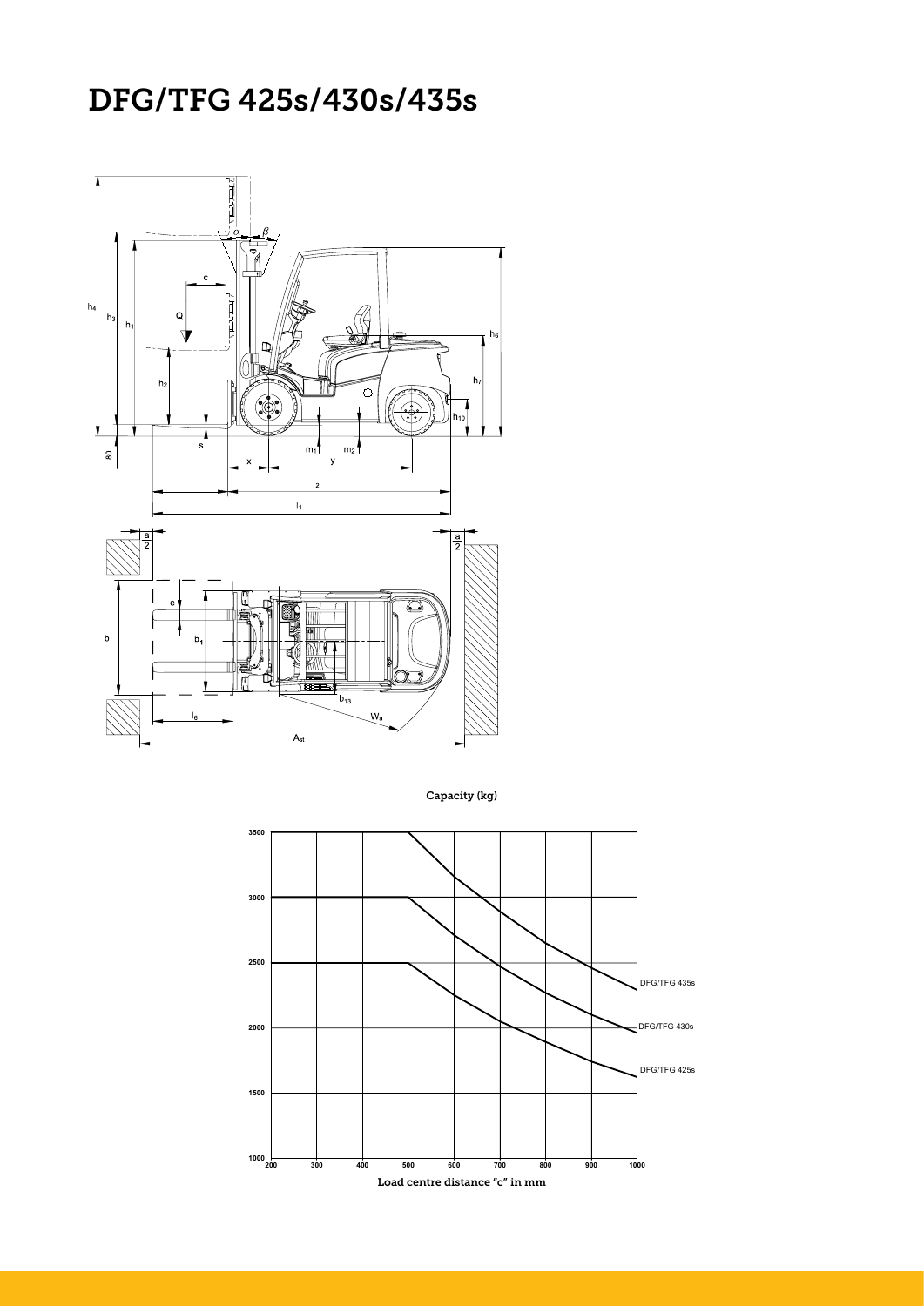# DFG/TFG 425s/430s/435s

Capacity (kg)

Load centre distance "c" in mm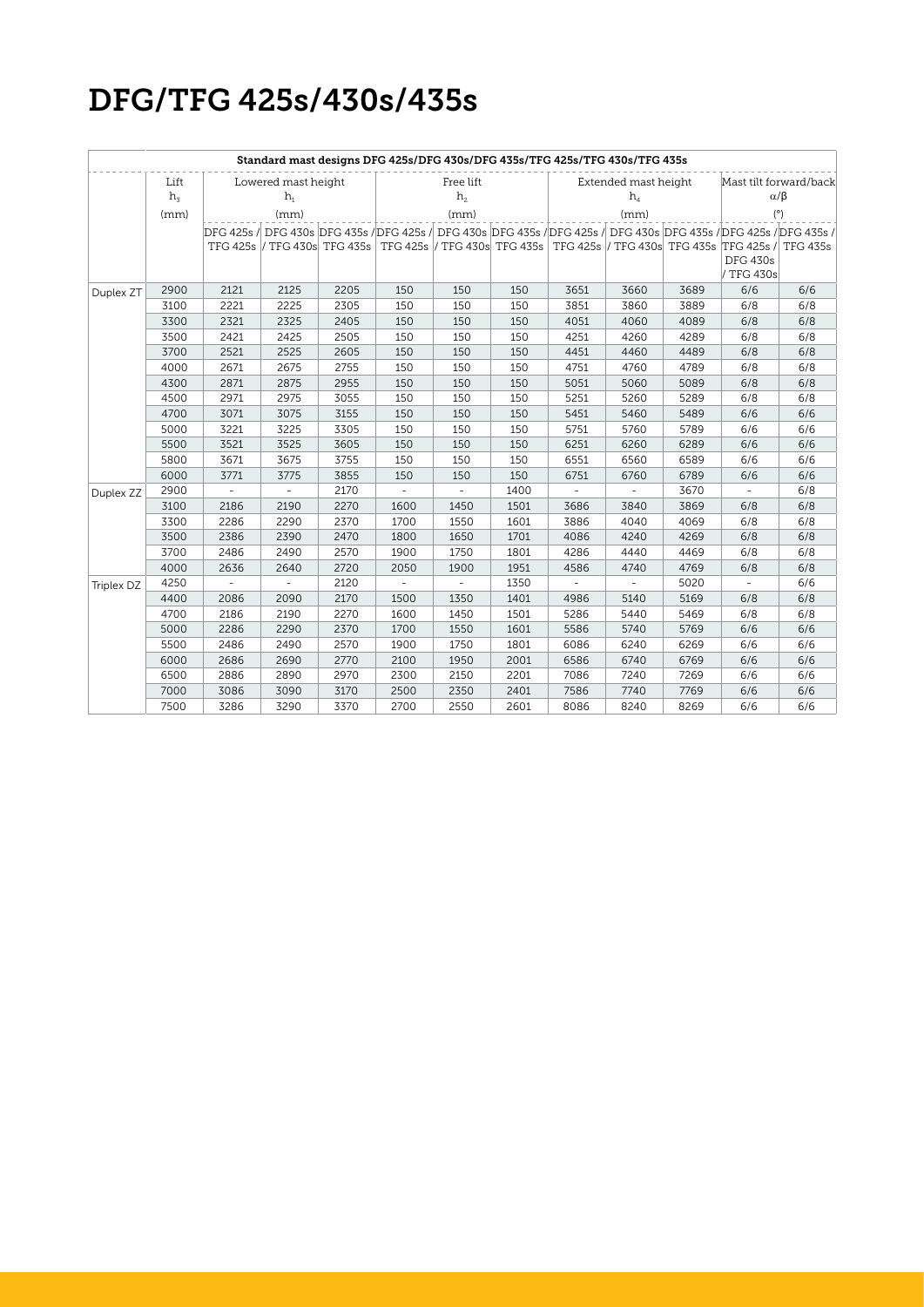# DFG/TFG 425s/430s/435s

| Standard mast designs DFG 425s/DFG 430s/DFG 435s/TFG 425s/TFG 430s/TFG 435s | | | | | | | | | | | | | |
|---|---|---|---|---|---|---|---|---|---|---|---|---|---|
| | Lift $h_3$ (mm) | Lowered mast height $h_1$ (mm) | | | Free lift $h_2$ (mm) | | | Extended mast height $h_4$ (mm) | | | Mast tilt forward/back $\alpha/\beta$ (°) | |
| | | DFG 425s / TFG 425s | DFG 430s / TFG 430s | DFG 435s / TFG 435s | DFG 425s / TFG 425s | DFG 430s / TFG 430s | DFG 435s / TFG 435s | DFG 425s / TFG 425s | DFG 430s / TFG 430s | DFG 435s / TFG 435s | DFG 425s / TFG 425s / DFG 430s / TFG 430s | DFG 435s / TFG 435s |
| Duplex ZT | 2900 | 2121 | 2125 | 2205 | 150 | 150 | 150 | 3651 | 3660 | 3689 | 6/6 | 6/6 |
| | 3100 | 2221 | 2225 | 2305 | 150 | 150 | 150 | 3851 | 3860 | 3889 | 6/8 | 6/8 |
| | 3300 | 2321 | 2325 | 2405 | 150 | 150 | 150 | 4051 | 4060 | 4089 | 6/8 | 6/8 |
| | 3500 | 2421 | 2425 | 2505 | 150 | 150 | 150 | 4251 | 4260 | 4289 | 6/8 | 6/8 |
| | 3700 | 2521 | 2525 | 2605 | 150 | 150 | 150 | 4451 | 4460 | 4489 | 6/8 | 6/8 |
| | 4000 | 2671 | 2675 | 2755 | 150 | 150 | 150 | 4751 | 4760 | 4789 | 6/8 | 6/8 |
| | 4300 | 2871 | 2875 | 2955 | 150 | 150 | 150 | 5051 | 5060 | 5089 | 6/8 | 6/8 |
| | 4500 | 2971 | 2975 | 3055 | 150 | 150 | 150 | 5251 | 5260 | 5289 | 6/8 | 6/8 |
| | 4700 | 3071 | 3075 | 3155 | 150 | 150 | 150 | 5451 | 5460 | 5489 | 6/6 | 6/6 |
| | 5000 | 3221 | 3225 | 3305 | 150 | 150 | 150 | 5751 | 5760 | 5789 | 6/6 | 6/6 |
| | 5500 | 3521 | 3525 | 3605 | 150 | 150 | 150 | 6251 | 6260 | 6289 | 6/6 | 6/6 |
| | 5800 | 3671 | 3675 | 3755 | 150 | 150 | 150 | 6551 | 6560 | 6589 | 6/6 | 6/6 |
| | 6000 | 3771 | 3775 | 3855 | 150 | 150 | 150 | 6751 | 6760 | 6789 | 6/6 | 6/6 |
| Duplex ZZ | 2900 | - | - | 2170 | - | - | 1400 | - | - | 3670 | - | 6/8 |
| | 3100 | 2186 | 2190 | 2270 | 1600 | 1450 | 1501 | 3686 | 3840 | 3869 | 6/8 | 6/8 |
| | 3300 | 2286 | 2290 | 2370 | 1700 | 1550 | 1601 | 3886 | 4040 | 4069 | 6/8 | 6/8 |
| | 3500 | 2386 | 2390 | 2470 | 1800 | 1650 | 1701 | 4086 | 4240 | 4269 | 6/8 | 6/8 |
| | 3700 | 2486 | 2490 | 2570 | 1900 | 1750 | 1801 | 4286 | 4440 | 4469 | 6/8 | 6/8 |
| | 4000 | 2636 | 2640 | 2720 | 2050 | 1900 | 1951 | 4586 | 4740 | 4769 | 6/8 | 6/8 |
| Triplex DZ | 4250 | - | - | 2120 | - | - | 1350 | - | - | 5020 | - | 6/6 |
| | 4400 | 2086 | 2090 | 2170 | 1500 | 1350 | 1401 | 4986 | 5140 | 5169 | 6/8 | 6/8 |
| | 4700 | 2186 | 2190 | 2270 | 1600 | 1450 | 1501 | 5286 | 5440 | 5469 | 6/8 | 6/8 |
| | 5000 | 2286 | 2290 | 2370 | 1700 | 1550 | 1601 | 5586 | 5740 | 5769 | 6/6 | 6/6 |
| | 5500 | 2486 | 2490 | 2570 | 1900 | 1750 | 1801 | 6086 | 6240 | 6269 | 6/6 | 6/6 |
| | 6000 | 2686 | 2690 | 2770 | 2100 | 1950 | 2001 | 6586 | 6740 | 6769 | 6/6 | 6/6 |
| | 6500 | 2886 | 2890 | 2970 | 2300 | 2150 | 2201 | 7086 | 7240 | 7269 | 6/6 | 6/6 |
| | 7000 | 3086 | 3090 | 3170 | 2500 | 2350 | 2401 | 7586 | 7740 | 7769 | 6/6 | 6/6 |
| | 7500 | 3286 | 3290 | 3370 | 2700 | 2550 | 2601 | 8086 | 8240 | 8269 | 6/6 | 6/6 |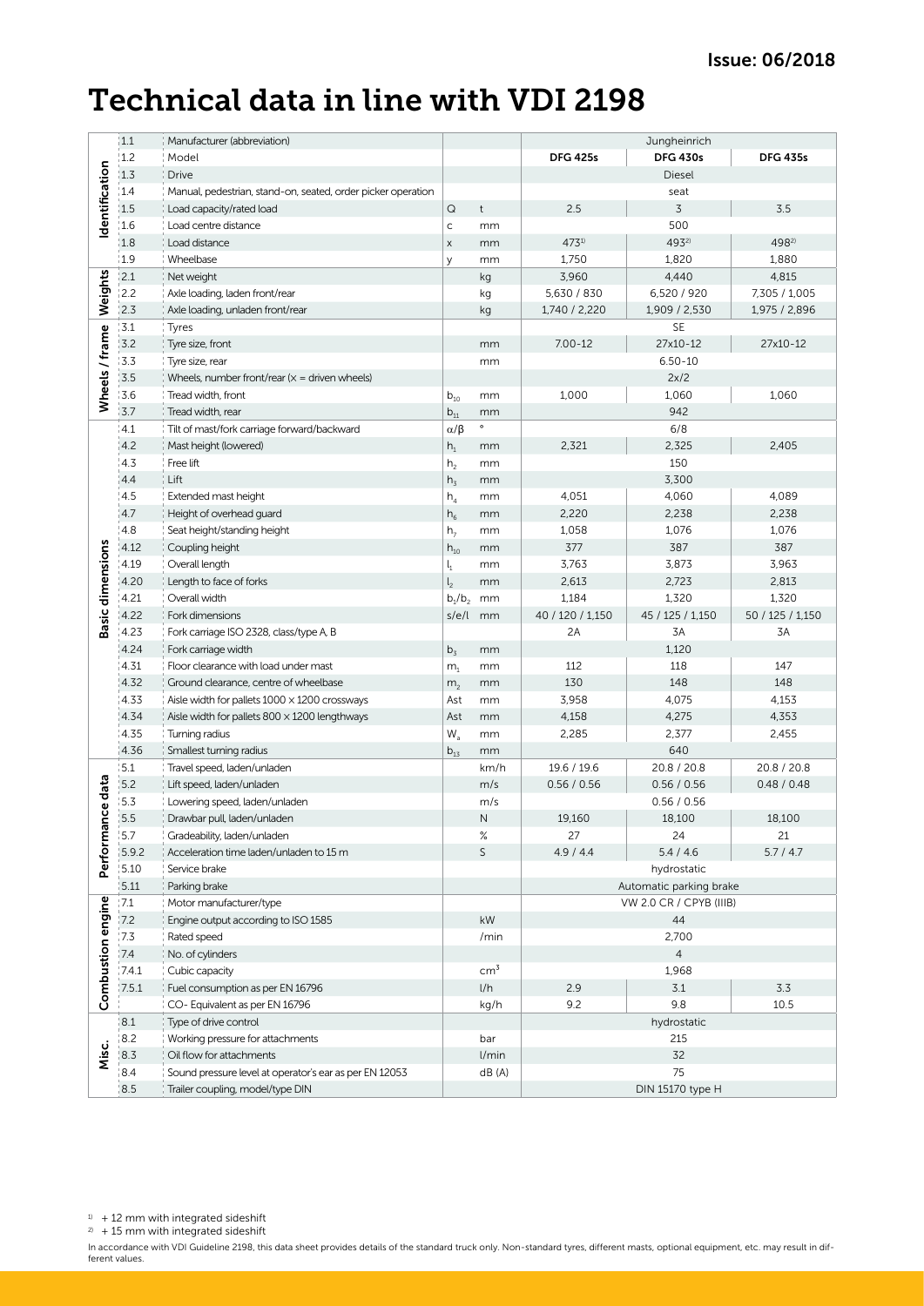Issue: 06/2018

# Technical data in line with VDI 2198

| | | | | | | | |
|---|---|---|---|---|---|---|---|
| **Identification** | 1.1 | Manufacturer (abbreviation) | | | Jungheinrich | | |
| | 1.2 | Model | | | **DFG 425s** | **DFG 430s** | **DFG 435s** |
| | 1.3 | Drive | | | Diesel | | |
| | 1.4 | Manual, pedestrian, stand-on, seated, order picker operation | | | seat | | |
| | 1.5 | Load capacity/rated load | Q | t | 2.5 | 3 | 3.5 |
| | 1.6 | Load centre distance | c | mm | 500 | | |
| | 1.8 | Load distance | x | mm | 473[1] | 493[2] | 498[2] |
| | 1.9 | Wheelbase | y | mm | 1,750 | 1,820 | 1,880 |
| **Weights** | 2.1 | Net weight | | kg | 3,960 | 4,440 | 4,815 |
| | 2.2 | Axle loading, laden front/rear | | kg | 5,630 / 830 | 6,520 / 920 | 7,305 / 1,005 |
| | 2.3 | Axle loading, unladen front/rear | | kg | 1,740 / 2,220 | 1,909 / 2,530 | 1,975 / 2,896 |
| **Wheels / frame** | 3.1 | Tyres | | | SE | | |
| | 3.2 | Tyre size, front | | mm | 7.00-12 | 27x10-12 | 27x10-12 |
| | 3.3 | Tyre size, rear | | mm | 6.50-10 | | |
| | 3.5 | Wheels, number front/rear (x = driven wheels) | | | 2x/2 | | |
| | 3.6 | Tread width, front | $b_{10}$ | mm | 1,000 | 1,060 | 1,060 |
| | 3.7 | Tread width, rear | $b_{11}$ | mm | 942 | | |
| **Basic dimensions** | 4.1 | Tilt of mast/fork carriage forward/backward | $\alpha/\beta$ | ° | 6/8 | | |
| | 4.2 | Mast height (lowered) | $h_1$ | mm | 2,321 | 2,325 | 2,405 |
| | 4.3 | Free lift | $h_2$ | mm | 150 | | |
| | 4.4 | Lift | $h_3$ | mm | 3,300 | | |
| | 4.5 | Extended mast height | $h_4$ | mm | 4,051 | 4,060 | 4,089 |
| | 4.7 | Height of overhead guard | $h_6$ | mm | 2,220 | 2,238 | 2,238 |
| | 4.8 | Seat height/standing height | $h_7$ | mm | 1,058 | 1,076 | 1,076 |
| | 4.12 | Coupling height | $h_{10}$ | mm | 377 | 387 | 387 |
| | 4.19 | Overall length | $l_1$ | mm | 3,763 | 3,873 | 3,963 |
| | 4.20 | Length to face of forks | $l_2$ | mm | 2,613 | 2,723 | 2,813 |
| | 4.21 | Overall width | $b_1/b_2$ | mm | 1,184 | 1,320 | 1,320 |
| | 4.22 | Fork dimensions | s/e/l | mm | 40 / 120 / 1,150 | 45 / 125 / 1,150 | 50 / 125 / 1,150 |
| | 4.23 | Fork carriage ISO 2328, class/type A, B | | | 2A | 3A | 3A |
| | 4.24 | Fork carriage width | $b_3$ | mm | 1,120 | | |
| | 4.31 | Floor clearance with load under mast | $m_1$ | mm | 112 | 118 | 147 |
| | 4.32 | Ground clearance, centre of wheelbase | $m_2$ | mm | 130 | 148 | 148 |
| | 4.33 | Aisle width for pallets 1000 × 1200 crossways | Ast | mm | 3,958 | 4,075 | 4,153 |
| | 4.34 | Aisle width for pallets 800 × 1200 lengthways | Ast | mm | 4,158 | 4,275 | 4,353 |
| | 4.35 | Turning radius | $W_a$ | mm | 2,285 | 2,377 | 2,455 |
| | 4.36 | Smallest turning radius | $b_{13}$ | mm | 640 | | |
| **Performance data** | 5.1 | Travel speed, laden/unladen | | km/h | 19.6 / 19.6 | 20.8 / 20.8 | 20.8 / 20.8 |
| | 5.2 | Lift speed, laden/unladen | | m/s | 0.56 / 0.56 | 0.56 / 0.56 | 0.48 / 0.48 |
| | 5.3 | Lowering speed, laden/unladen | | m/s | 0.56 / 0.56 | | |
| | 5.5 | Drawbar pull, laden/unladen | | N | 19,160 | 18,100 | 18,100 |
| | 5.7 | Gradeability, laden/unladen | | % | 27 | 24 | 21 |
| | 5.9.2 | Acceleration time laden/unladen to 15 m | | S | 4.9 / 4.4 | 5.4 / 4.6 | 5.7 / 4.7 |
| | 5.10 | Service brake | | | hydrostatic | | |
| | 5.11 | Parking brake | | | Automatic parking brake | | |
| **Combustion engine** | 7.1 | Motor manufacturer/type | | | VW 2.0 CR / CPYB (IIIB) | | |
| | 7.2 | Engine output according to ISO 1585 | | kW | 44 | | |
| | 7.3 | Rated speed | | /min | 2,700 | | |
| | 7.4 | No. of cylinders | | | 4 | | |
| | 7.4.1 | Cubic capacity | | $cm^3$ | 1,968 | | |
| | 7.5.1 | Fuel consumption as per EN 16796 | | l/h | 2.9 | 3.1 | 3.3 |
| | | CO- Equivalent as per EN 16796 | | kg/h | 9.2 | 9.8 | 10.5 |
| **Misc.** | 8.1 | Type of drive control | | | hydrostatic | | |
| | 8.2 | Working pressure for attachments | | bar | 215 | | |
| | 8.3 | Oil flow for attachments | | l/min | 32 | | |
| | 8.4 | Sound pressure level at operator's ear as per EN 12053 | | dB (A) | 75 | | |
| | 8.5 | Trailer coupling, model/type DIN | | | DIN 15170 type H | | |

[1] + 12 mm with integrated sideshift
[2] + 15 mm with integrated sideshift

In accordance with VDI Guideline 2198, this data sheet provides details of the standard truck only. Non-standard tyres, different masts, optional equipment, etc. may result in different values.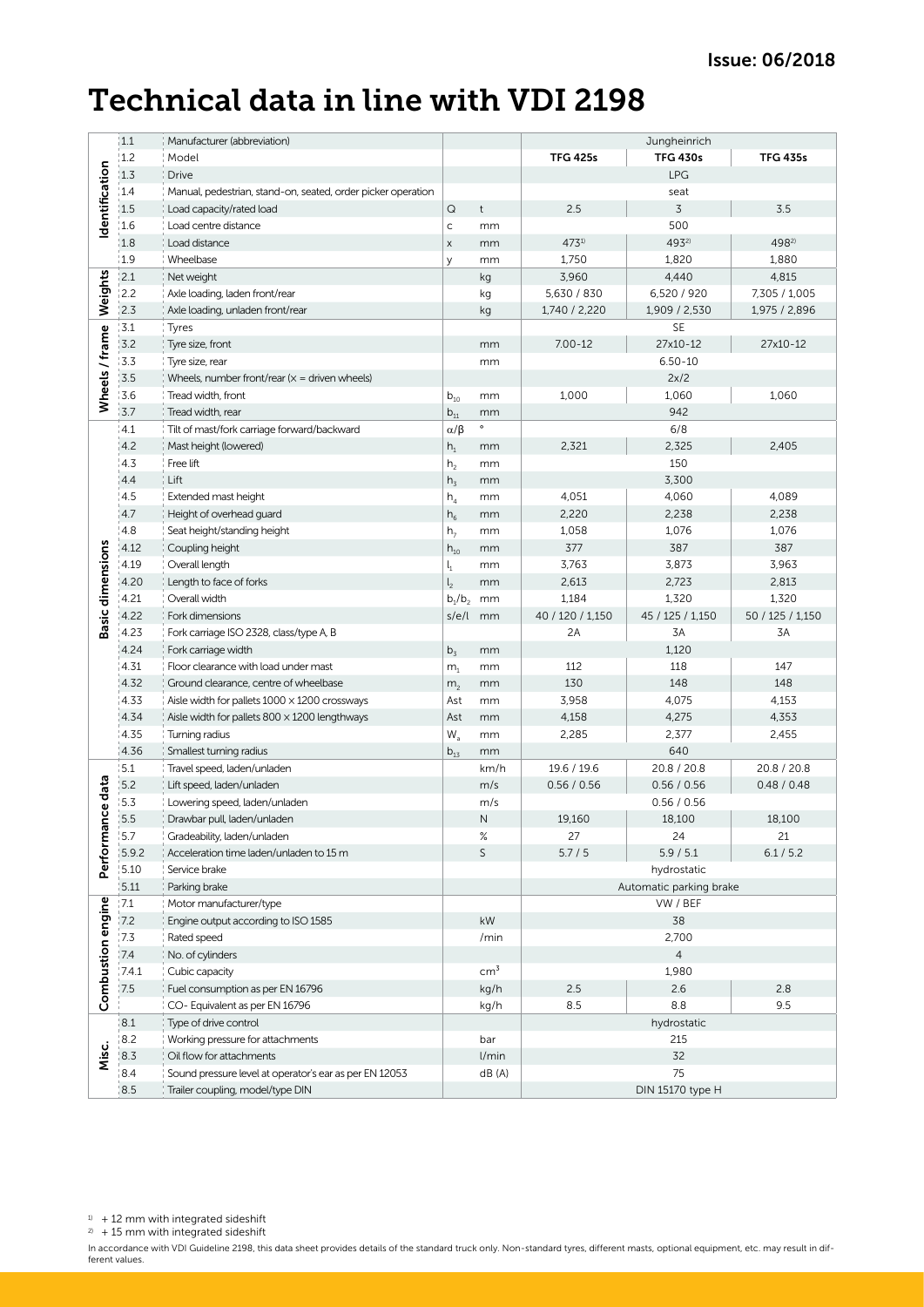Issue: 06/2018

# Technical data in line with VDI 2198

| Section | No. | Description | Symbol | Unit | TFG 425s | TFG 430s | TFG 435s |
|---|---|---|---|---|---|---|---|
| Identification | 1.1 | Manufacturer (abbreviation) | | | Jungheinrich | Jungheinrich | Jungheinrich |
| | 1.2 | Model | | | **TFG 425s** | **TFG 430s** | **TFG 435s** |
| | 1.3 | Drive | | | LPG | LPG | LPG |
| | 1.4 | Manual, pedestrian, stand-on, seated, order picker operation | | | seat | seat | seat |
| | 1.5 | Load capacity/rated load | Q | t | 2.5 | 3 | 3.5 |
| | 1.6 | Load centre distance | c | mm | 500 | 500 | 500 |
| | 1.8 | Load distance | x | mm | 473[1] | 493[2] | 498[2] |
| | 1.9 | Wheelbase | y | mm | 1,750 | 1,820 | 1,880 |
| Weights | 2.1 | Net weight | | kg | 3,960 | 4,440 | 4,815 |
| | 2.2 | Axle loading, laden front/rear | | kg | 5,630 / 830 | 6,520 / 920 | 7,305 / 1,005 |
| | 2.3 | Axle loading, unladen front/rear | | kg | 1,740 / 2,220 | 1,909 / 2,530 | 1,975 / 2,896 |
| Wheels / frame | 3.1 | Tyres | | | SE | SE | SE |
| | 3.2 | Tyre size, front | | mm | 7.00-12 | 27x10-12 | 27x10-12 |
| | 3.3 | Tyre size, rear | | mm | 6.50-10 | 6.50-10 | 6.50-10 |
| | 3.5 | Wheels, number front/rear (x = driven wheels) | | | 2x/2 | 2x/2 | 2x/2 |
| | 3.6 | Tread width, front | $b_{10}$ | mm | 1,000 | 1,060 | 1,060 |
| | 3.7 | Tread width, rear | $b_{11}$ | mm | 942 | 942 | 942 |
| Basic dimensions | 4.1 | Tilt of mast/fork carriage forward/backward | $\alpha/\beta$ | ° | 6/8 | 6/8 | 6/8 |
| | 4.2 | Mast height (lowered) | $h_1$ | mm | 2,321 | 2,325 | 2,405 |
| | 4.3 | Free lift | $h_2$ | mm | 150 | 150 | 150 |
| | 4.4 | Lift | $h_3$ | mm | 3,300 | 3,300 | 3,300 |
| | 4.5 | Extended mast height | $h_4$ | mm | 4,051 | 4,060 | 4,089 |
| | 4.7 | Height of overhead guard | $h_6$ | mm | 2,220 | 2,238 | 2,238 |
| | 4.8 | Seat height/standing height | $h_7$ | mm | 1,058 | 1,076 | 1,076 |
| | 4.12 | Coupling height | $h_{10}$ | mm | 377 | 387 | 387 |
| | 4.19 | Overall length | $l_1$ | mm | 3,763 | 3,873 | 3,963 |
| | 4.20 | Length to face of forks | $l_2$ | mm | 2,613 | 2,723 | 2,813 |
| | 4.21 | Overall width | $b_1/b_2$ | mm | 1,184 | 1,320 | 1,320 |
| | 4.22 | Fork dimensions | s/e/l | mm | 40 / 120 / 1,150 | 45 / 125 / 1,150 | 50 / 125 / 1,150 |
| | 4.23 | Fork carriage ISO 2328, class/type A, B | | | 2A | 3A | 3A |
| | 4.24 | Fork carriage width | $b_3$ | mm | 1,120 | 1,120 | 1,120 |
| | 4.31 | Floor clearance with load under mast | $m_1$ | mm | 112 | 118 | 147 |
| | 4.32 | Ground clearance, centre of wheelbase | $m_2$ | mm | 130 | 148 | 148 |
| | 4.33 | Aisle width for pallets 1000 × 1200 crossways | Ast | mm | 3,958 | 4,075 | 4,153 |
| | 4.34 | Aisle width for pallets 800 × 1200 lengthways | Ast | mm | 4,158 | 4,275 | 4,353 |
| | 4.35 | Turning radius | $W_a$ | mm | 2,285 | 2,377 | 2,455 |
| | 4.36 | Smallest turning radius | $b_{13}$ | mm | 640 | 640 | 640 |
| Performance data | 5.1 | Travel speed, laden/unladen | | km/h | 19.6 / 19.6 | 20.8 / 20.8 | 20.8 / 20.8 |
| | 5.2 | Lift speed, laden/unladen | | m/s | 0.56 / 0.56 | 0.56 / 0.56 | 0.48 / 0.48 |
| | 5.3 | Lowering speed, laden/unladen | | m/s | 0.56 / 0.56 | 0.56 / 0.56 | 0.56 / 0.56 |
| | 5.5 | Drawbar pull, laden/unladen | | N | 19,160 | 18,100 | 18,100 |
| | 5.7 | Gradeability, laden/unladen | | % | 27 | 24 | 21 |
| | 5.9.2 | Acceleration time laden/unladen to 15 m | | S | 5.7 / 5 | 5.9 / 5.1 | 6.1 / 5.2 |
| | 5.10 | Service brake | | | hydrostatic | hydrostatic | hydrostatic |
| | 5.11 | Parking brake | | | Automatic parking brake | Automatic parking brake | Automatic parking brake |
| Combustion engine | 7.1 | Motor manufacturer/type | | | VW / BEF | VW / BEF | VW / BEF |
| | 7.2 | Engine output according to ISO 1585 | | kW | 38 | 38 | 38 |
| | 7.3 | Rated speed | | /min | 2,700 | 2,700 | 2,700 |
| | 7.4 | No. of cylinders | | | 4 | 4 | 4 |
| | 7.4.1 | Cubic capacity | | $cm^3$ | 1,980 | 1,980 | 1,980 |
| | 7.5 | Fuel consumption as per EN 16796 | | kg/h | 2.5 | 2.6 | 2.8 |
| | | CO- Equivalent as per EN 16796 | | kg/h | 8.5 | 8.8 | 9.5 |
| Misc. | 8.1 | Type of drive control | | | hydrostatic | hydrostatic | hydrostatic |
| | 8.2 | Working pressure for attachments | | bar | 215 | 215 | 215 |
| | 8.3 | Oil flow for attachments | | l/min | 32 | 32 | 32 |
| | 8.4 | Sound pressure level at operator's ear as per EN 12053 | | dB (A) | 75 | 75 | 75 |
| | 8.5 | Trailer coupling, model/type DIN | | | DIN 15170 type H | DIN 15170 type H | DIN 15170 type H |

[1] + 12 mm with integrated sideshift
[2] + 15 mm with integrated sideshift

In accordance with VDI Guideline 2198, this data sheet provides details of the standard truck only. Non-standard tyres, different masts, optional equipment, etc. may result in different values.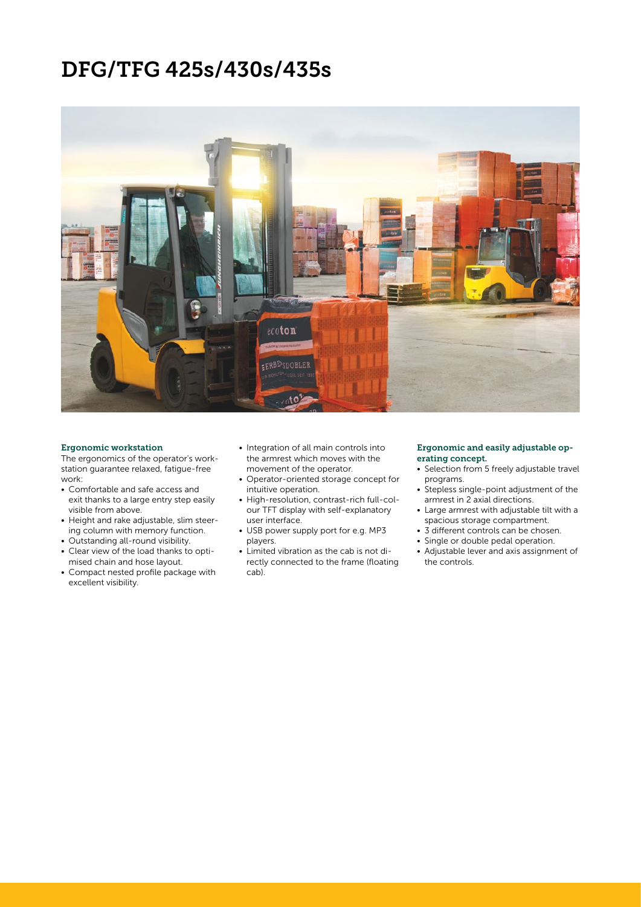# DFG/TFG 425s/430s/435s

### Ergonomic workstation

The ergonomics of the operator's workstation guarantee relaxed, fatigue-free work:

- Comfortable and safe access and exit thanks to a large entry step easily visible from above.
- Height and rake adjustable, slim steering column with memory function.
- Outstanding all-round visibility.
- Clear view of the load thanks to optimised chain and hose layout.
- Compact nested profile package with excellent visibility.
- Integration of all main controls into the armrest which moves with the movement of the operator.
- Operator-oriented storage concept for intuitive operation.
- High-resolution, contrast-rich full-colour TFT display with self-explanatory user interface.
- USB power supply port for e.g. MP3 players.
- Limited vibration as the cab is not directly connected to the frame (floating cab).

### Ergonomic and easily adjustable operating concept.

- Selection from 5 freely adjustable travel programs.
- Stepless single-point adjustment of the armrest in 2 axial directions.
- Large armrest with adjustable tilt with a spacious storage compartment.
- 3 different controls can be chosen.
- Single or double pedal operation.
- Adjustable lever and axis assignment of the controls.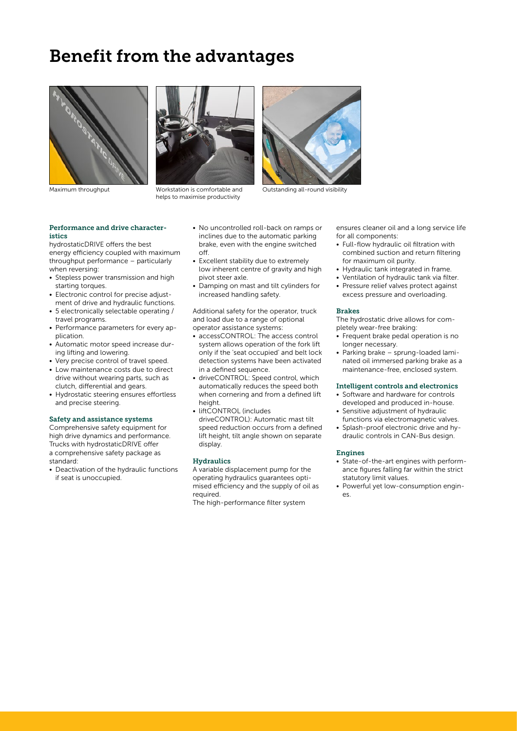# Benefit from the advantages

Maximum throughput

Workstation is comfortable and helps to maximise productivity

Outstanding all-round visibility

### Performance and drive characteristics

hydrostaticDRIVE offers the best energy efficiency coupled with maximum throughput performance – particularly when reversing:

- Stepless power transmission and high starting torques.
- Electronic control for precise adjustment of drive and hydraulic functions.
- 5 electronically selectable operating / travel programs.
- Performance parameters for every application.
- Automatic motor speed increase during lifting and lowering.
- Very precise control of travel speed.
- Low maintenance costs due to direct drive without wearing parts, such as clutch, differential and gears.
- Hydrostatic steering ensures effortless and precise steering.

### Safety and assistance systems

Comprehensive safety equipment for high drive dynamics and performance. Trucks with hydrostaticDRIVE offer a comprehensive safety package as standard:

- Deactivation of the hydraulic functions if seat is unoccupied.
- No uncontrolled roll-back on ramps or inclines due to the automatic parking brake, even with the engine switched off.
- Excellent stability due to extremely low inherent centre of gravity and high pivot steer axle.
- Damping on mast and tilt cylinders for increased handling safety.

Additional safety for the operator, truck and load due to a range of optional operator assistance systems:

- accessCONTROL: The access control system allows operation of the fork lift only if the 'seat occupied' and belt lock detection systems have been activated in a defined sequence.
- driveCONTROL: Speed control, which automatically reduces the speed both when cornering and from a defined lift height.
- liftCONTROL (includes driveCONTROL): Automatic mast tilt speed reduction occurs from a defined lift height, tilt angle shown on separate display.

### Hydraulics

A variable displacement pump for the operating hydraulics guarantees optimised efficiency and the supply of oil as required.

The high-performance filter system ensures cleaner oil and a long service life for all components:

- Full-flow hydraulic oil filtration with combined suction and return filtering for maximum oil purity.
- Hydraulic tank integrated in frame.
- Ventilation of hydraulic tank via filter.
- Pressure relief valves protect against excess pressure and overloading.

### Brakes

The hydrostatic drive allows for completely wear-free braking:

- Frequent brake pedal operation is no longer necessary.
- Parking brake – sprung-loaded laminated oil immersed parking brake as a maintenance-free, enclosed system.

### Intelligent controls and electronics

- Software and hardware for controls developed and produced in-house.
- Sensitive adjustment of hydraulic functions via electromagnetic valves.
- Splash-proof electronic drive and hydraulic controls in CAN-Bus design.

### Engines

- State-of-the-art engines with performance figures falling far within the strict statutory limit values.
- Powerful yet low-consumption engines.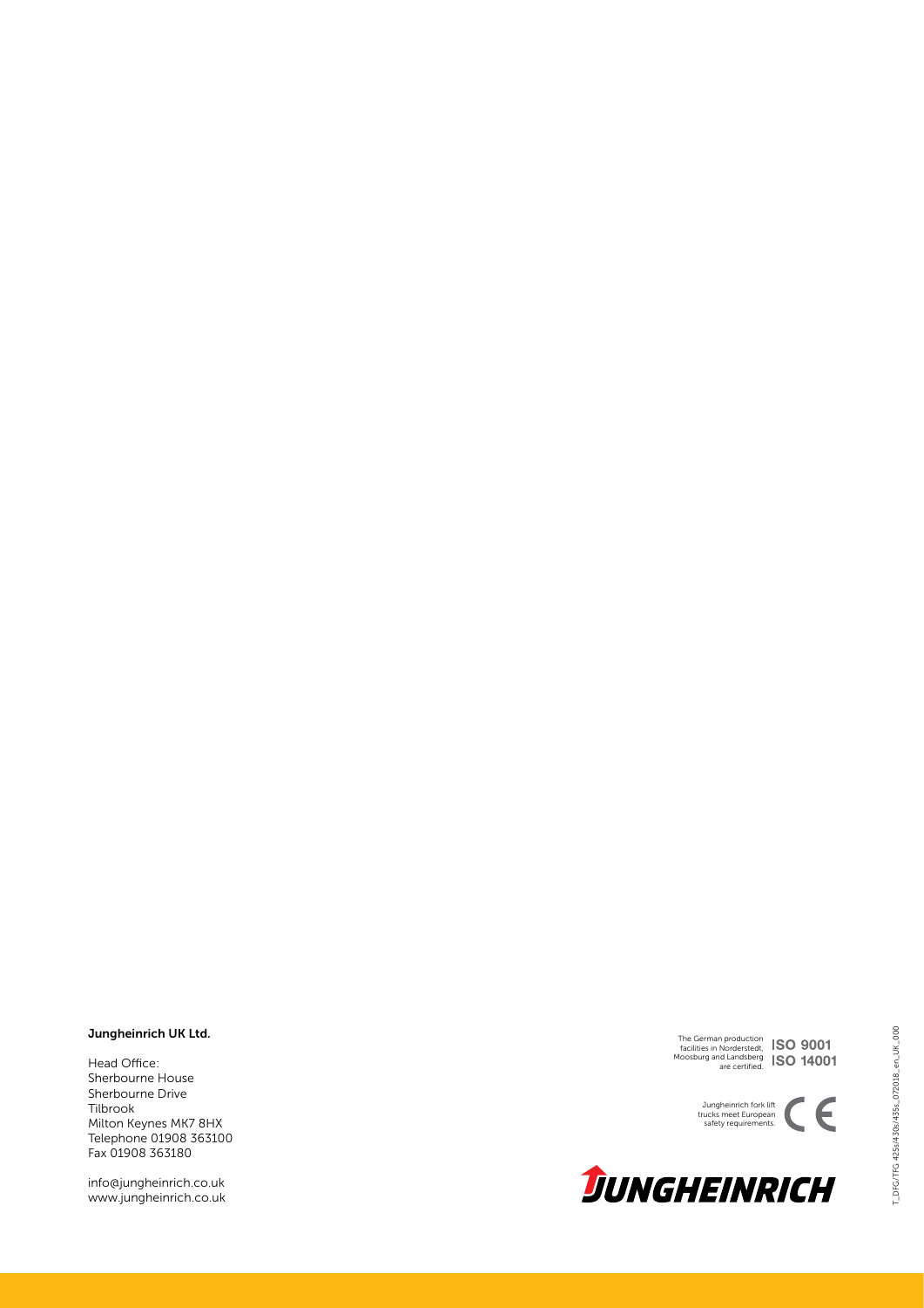**Jungheinrich UK Ltd.**

Head Office:
Sherbourne House
Sherbourne Drive
Tilbrook
Milton Keynes MK7 8HX
Telephone 01908 363100
Fax 01908 363180

info@jungheinrich.co.uk
www.jungheinrich.co.uk

The German production facilities in Norderstedt, Moosburg and Landsberg are certified. **ISO 9001** **ISO 14001**

Jungheinrich fork lift trucks meet European safety requirements. CE

JUNGHEINRICH

T_DFG/TFG 425s/430s/435s_072018_en_UK_000